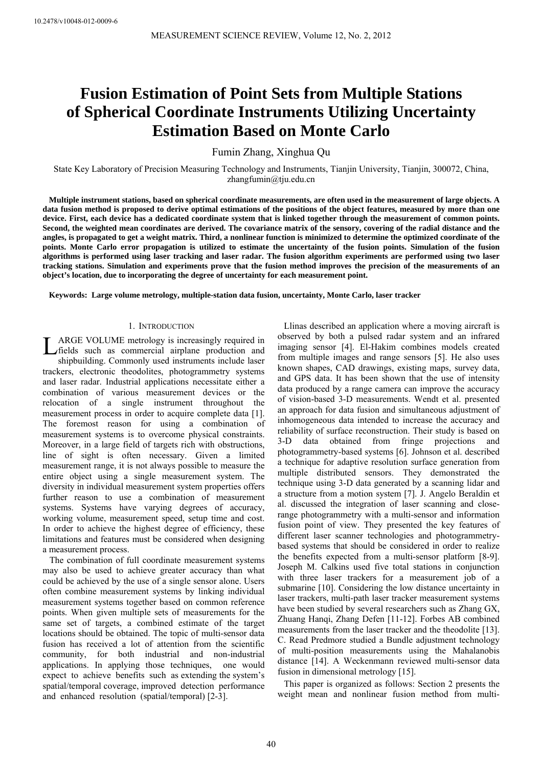# Fusion Estimation of Point Sets from Multiple Stations of Spherical Coordinate Instruments Utilizing Uncertainty Estimation Based on Monte Carlo

Fumin Zhang, Xinghua Qu

State Key Laboratory of Precision Measuring Technology and Instruments, Tianjin University, Tianjin, 300072, China, zhangfumin@tju.edu.cn

**Multiple instrument stations, based on spherical coordinate measurements, are often used in the measurement of large objects. A data fusion method is proposed to derive optimal estimations of the positions of the object features, measured by more than one device. First, each device has a dedicated coordinate system that is linked together through the measurement of common points. Second, the weighted mean coordinates are derived. The covariance matrix of the sensory, covering of the radial distance and the angles, is propagated to get a weight matrix. Third, a nonlinear function is minimized to determine the optimized coordinate of the points. Monte Carlo error propagation is utilized to estimate the uncertainty of the fusion points. Simulation of the fusion algorithms is performed using laser tracking and laser radar. The fusion algorithm experiments are performed using two laser tracking stations. Simulation and experiments prove that the fusion method improves the precision of the measurements of an object's location, due to incorporating the degree of uncertainty for each measurement point.**

**Keywords: Large volume metrology, multiple-station data fusion, uncertainty, Monte Carlo, laser tracker**

## 1. INTRODUCTION

LARGE VOLUME metrology is increasingly required in fields such as commercial airplane production and shipbuilding. Commonly used instruments include laser trackers, electronic theodolites, photogrammetry systems and laser radar. Industrial applications necessitate either a combination of various measurement devices or the relocation of a single instrument throughout the measurement process in order to acquire complete data [1]. The foremost reason for using a combination of measurement systems is to overcome physical constraints. Moreover, in a large field of targets rich with obstructions, line of sight is often necessary. Given a limited measurement range, it is not always possible to measure the entire object using a single measurement system. The diversity in individual measurement system properties offers further reason to use a combination of measurement systems. Systems have varying degrees of accuracy, working volume, measurement speed, setup time and cost. In order to achieve the highest degree of efficiency, these limitations and features must be considered when designing a measurement process.

The combination of full coordinate measurement systems may also be used to achieve greater accuracy than what could be achieved by the use of a single sensor alone. Users often combine measurement systems by linking individual measurement systems together based on common reference points. When given multiple sets of measurements for the same set of targets, a combined estimate of the target locations should be obtained. The topic of multi-sensor data fusion has received a lot of attention from the scientific community, for both industrial and non-industrial applications. In applying those techniques, one would expect to achieve benefits such as extending the system's spatial/temporal coverage, improved detection performance and enhanced resolution (spatial/temporal) [2-3].

Llinas described an application where a moving aircraft is observed by both a pulsed radar system and an infrared imaging sensor [4]. El-Hakim combines models created from multiple images and range sensors [5]. He also uses known shapes, CAD drawings, existing maps, survey data, and GPS data. It has been shown that the use of intensity data produced by a range camera can improve the accuracy of vision-based 3-D measurements. Wendt et al. presented an approach for data fusion and simultaneous adjustment of inhomogeneous data intended to increase the accuracy and reliability of surface reconstruction. Their study is based on 3-D data obtained from fringe projections and photogrammetry-based systems [6]. Johnson et al. described a technique for adaptive resolution surface generation from multiple distributed sensors. They demonstrated the technique using 3-D data generated by a scanning lidar and a structure from a motion system [7]. J. Angelo Beraldin et al. discussed the integration of laser scanning and close-range photogrammetry with a multi-sensor and information fusion point of view. They presented the key features of different laser scanner technologies and photogrammetry-based systems that should be considered in order to realize the benefits expected from a multi-sensor platform [8-9]. Joseph M. Calkins used five total stations in conjunction with three laser trackers for a measurement job of a submarine [10]. Considering the low distance uncertainty in laser trackers, multi-path laser tracker measurement systems have been studied by several researchers such as Zhang GX, Zhuang Hanqi, Zhang Defen [11-12]. Forbes AB combined measurements from the laser tracker and the theodolite [13]. C. Read Predmore studied a Bundle adjustment technology of multi-position measurements using the Mahalanobis distance [14]. A Weckenmann reviewed multi-sensor data fusion in dimensional metrology [15].

This paper is organized as follows: Section 2 presents the weight mean and nonlinear fusion method from multi-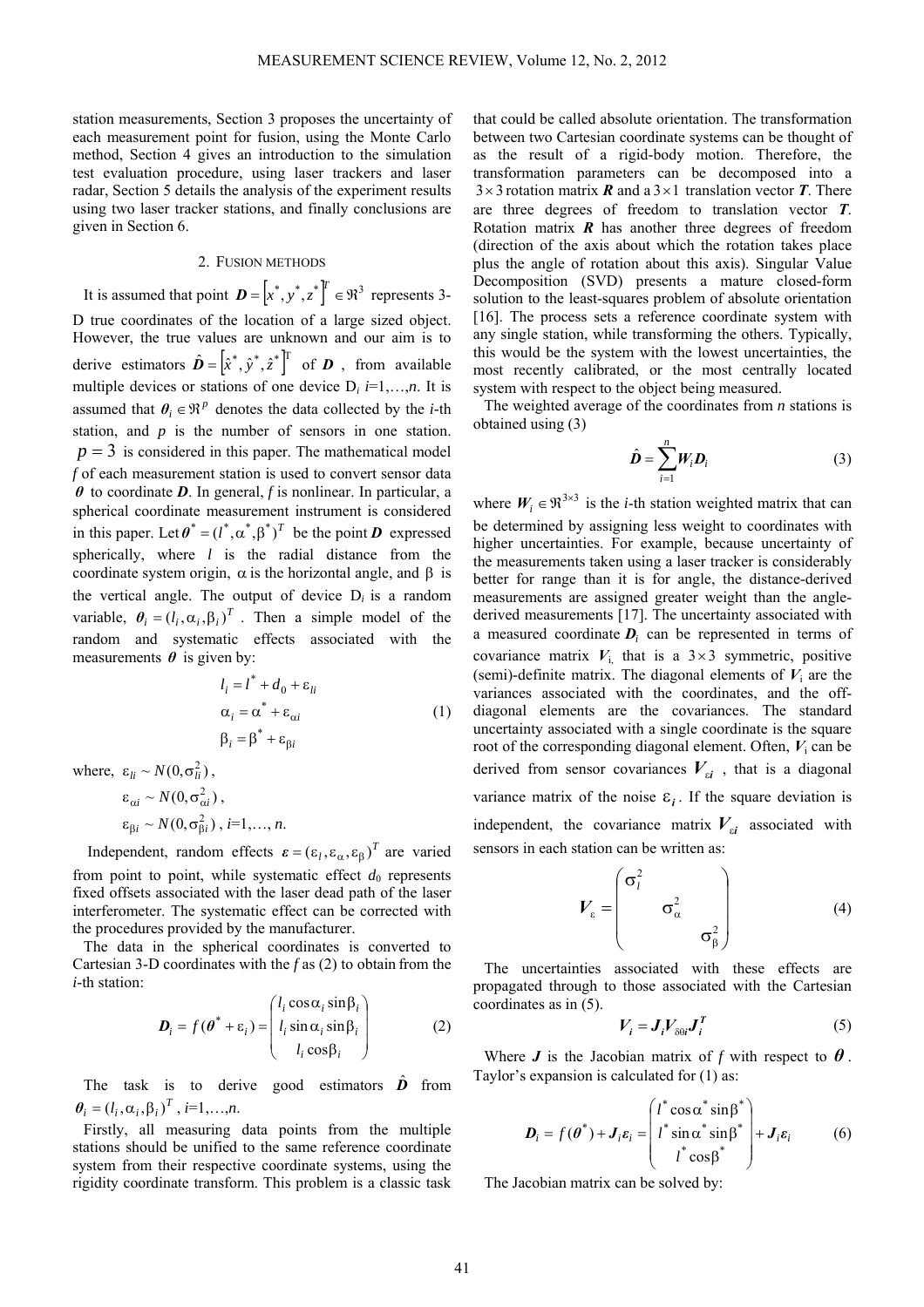station measurements, Section 3 proposes the uncertainty of each measurement point for fusion, using the Monte Carlo method, Section 4 gives an introduction to the simulation test evaluation procedure, using laser trackers and laser radar, Section 5 details the analysis of the experiment results using two laser tracker stations, and finally conclusions are given in Section 6.

## 2. Fusion methods

It is assumed that point $\boldsymbol{D} = \left[x^*, y^*, z^*\right]^T \in \Re^3$ represents 3-D true coordinates of the location of a large sized object. However, the true values are unknown and our aim is to derive estimators $\hat{\boldsymbol{D}} = \left[\hat{x}^*, \hat{y}^*, \hat{z}^*\right]^T$ of $\boldsymbol{D}$, from available multiple devices or stations of one device $D_i$ $i$=1,…,$n$. It is assumed that $\boldsymbol{\theta}_i \in \Re^p$ denotes the data collected by the $i$-th station, and $p$ is the number of sensors in one station. $p = 3$ is considered in this paper. The mathematical model $f$ of each measurement station is used to convert sensor data $\boldsymbol{\theta}$ to coordinate $\boldsymbol{D}$. In general, $f$ is nonlinear. In particular, a spherical coordinate measurement instrument is considered in this paper. Let $\boldsymbol{\theta}^* = (l^*, \alpha^*, \beta^*)^T$ be the point $\boldsymbol{D}$ expressed spherically, where $l$ is the radial distance from the coordinate system origin, $\alpha$ is the horizontal angle, and $\beta$ is the vertical angle. The output of device $D_i$ is a random variable, $\boldsymbol{\theta}_i = (l_i, \alpha_i, \beta_i)^T$. Then a simple model of the random and systematic effects associated with the measurements $\boldsymbol{\theta}$ is given by:

$$
\begin{aligned}
l_i &= l^* + d_0 + \varepsilon_{li} \\
\alpha_i &= \alpha^* + \varepsilon_{\alpha i} \\
\beta_i &= \beta^* + \varepsilon_{\beta i}
\end{aligned}
\tag{1}
$$

where, $\varepsilon_{li} \sim N(0, \sigma_{li}^2)$,

$\varepsilon_{\alpha i} \sim N(0, \sigma_{\alpha i}^2)$,

$\varepsilon_{\beta i} \sim N(0, \sigma_{\beta i}^2)$, $i$=1,…, $n$.

Independent, random effects $\boldsymbol{\varepsilon} = (\varepsilon_l, \varepsilon_\alpha, \varepsilon_\beta)^T$ are varied from point to point, while systematic effect $d_0$ represents fixed offsets associated with the laser dead path of the laser interferometer. The systematic effect can be corrected with the procedures provided by the manufacturer.

The data in the spherical coordinates is converted to Cartesian 3-D coordinates with the $f$ as (2) to obtain from the $i$-th station:

$$
\boldsymbol{D}_i = f(\boldsymbol{\theta}^* + \varepsilon_i) = \begin{pmatrix} l_i \cos\alpha_i \sin\beta_i \\ l_i \sin\alpha_i \sin\beta_i \\ l_i \cos\beta_i \end{pmatrix}
\tag{2}
$$

The task is to derive good estimators $\hat{\boldsymbol{D}}$ from $\boldsymbol{\theta}_i = (l_i, \alpha_i, \beta_i)^T$, $i$=1,…,$n$.

Firstly, all measuring data points from the multiple stations should be unified to the same reference coordinate system from their respective coordinate systems, using the rigidity coordinate transform. This problem is a classic task that could be called absolute orientation. The transformation between two Cartesian coordinate systems can be thought of as the result of a rigid-body motion. Therefore, the transformation parameters can be decomposed into a $3\times3$ rotation matrix $\boldsymbol{R}$ and a $3\times1$ translation vector $\boldsymbol{T}$. There are three degrees of freedom to translation vector $\boldsymbol{T}$. Rotation matrix $\boldsymbol{R}$ has another three degrees of freedom (direction of the axis about which the rotation takes place plus the angle of rotation about this axis). Singular Value Decomposition (SVD) presents a mature closed-form solution to the least-squares problem of absolute orientation [16]. The process sets a reference coordinate system with any single station, while transforming the others. Typically, this would be the system with the lowest uncertainties, the most recently calibrated, or the most centrally located system with respect to the object being measured.

The weighted average of the coordinates from $n$ stations is obtained using (3)

$$
\hat{\boldsymbol{D}} = \sum_{i=1}^{n} \boldsymbol{W}_i \boldsymbol{D}_i
\tag{3}
$$

where $\boldsymbol{W}_i \in \Re^{3\times3}$ is the $i$-th station weighted matrix that can be determined by assigning less weight to coordinates with higher uncertainties. For example, because uncertainty of the measurements taken using a laser tracker is considerably better for range than it is for angle, the distance-derived measurements are assigned greater weight than the angle-derived measurements [17]. The uncertainty associated with a measured coordinate $\boldsymbol{D}_i$ can be represented in terms of covariance matrix $\boldsymbol{V}_i$, that is a $3\times3$ symmetric, positive (semi)-definite matrix. The diagonal elements of $\boldsymbol{V}_i$ are the variances associated with the coordinates, and the off-diagonal elements are the covariances. The standard uncertainty associated with a single coordinate is the square root of the corresponding diagonal element. Often, $\boldsymbol{V}_i$ can be derived from sensor covariances $\boldsymbol{V}_{\varepsilon i}$, that is a diagonal variance matrix of the noise $\varepsilon_i$. If the square deviation is independent, the covariance matrix $\boldsymbol{V}_{\varepsilon i}$ associated with sensors in each station can be written as:

$$
\boldsymbol{V}_\varepsilon = \begin{pmatrix} \sigma_l^2 & & \\ & \sigma_\alpha^2 & \\ & & \sigma_\beta^2 \end{pmatrix}
\tag{4}
$$

The uncertainties associated with these effects are propagated through to those associated with the Cartesian coordinates as in (5).

$$
\boldsymbol{V}_i = \boldsymbol{J}_i \boldsymbol{V}_{\delta\theta i} \boldsymbol{J}_i^T
\tag{5}
$$

Where $\boldsymbol{J}$ is the Jacobian matrix of $f$ with respect to $\boldsymbol{\theta}$. Taylor's expansion is calculated for (1) as:

$$
\boldsymbol{D}_i = f(\boldsymbol{\theta}^*) + \boldsymbol{J}_i \boldsymbol{\varepsilon}_i = \begin{pmatrix} l^* \cos\alpha^* \sin\beta^* \\ l^* \sin\alpha^* \sin\beta^* \\ l^* \cos\beta^* \end{pmatrix} + \boldsymbol{J}_i \boldsymbol{\varepsilon}_i
\tag{6}
$$

The Jacobian matrix can be solved by: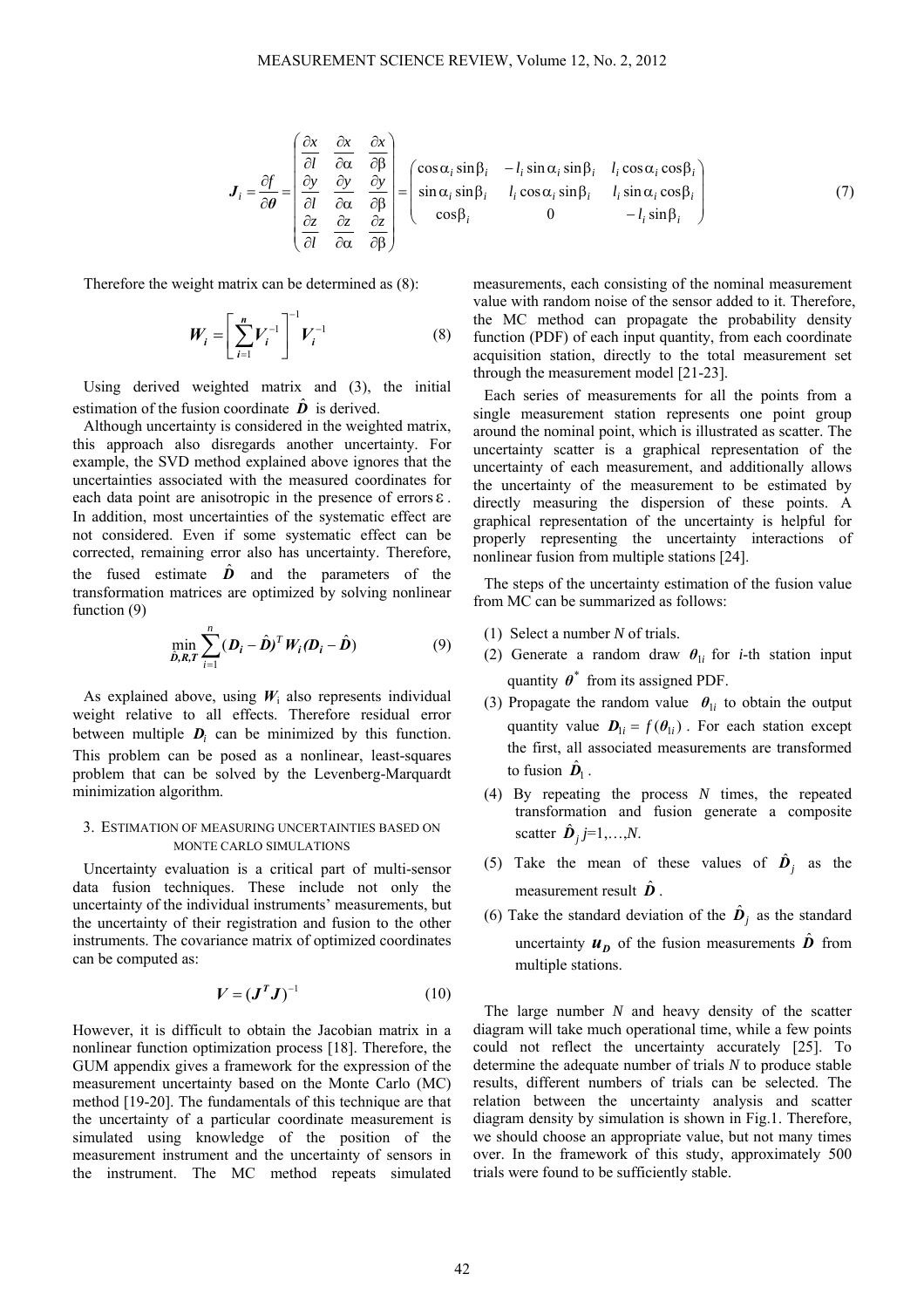$$
\boldsymbol{J}_i = \frac{\partial f}{\partial \boldsymbol{\theta}} = \begin{pmatrix} \frac{\partial x}{\partial l} & \frac{\partial x}{\partial \alpha} & \frac{\partial x}{\partial \beta} \\ \frac{\partial y}{\partial l} & \frac{\partial y}{\partial \alpha} & \frac{\partial y}{\partial \beta} \\ \frac{\partial z}{\partial l} & \frac{\partial z}{\partial \alpha} & \frac{\partial z}{\partial \beta} \end{pmatrix} = \begin{pmatrix} \cos\alpha_i \sin\beta_i & -l_i \sin\alpha_i \sin\beta_i & l_i \cos\alpha_i \cos\beta_i \\ \sin\alpha_i \sin\beta_i & l_i \cos\alpha_i \sin\beta_i & l_i \sin\alpha_i \cos\beta_i \\ \cos\beta_i & 0 & -l_i \sin\beta_i \end{pmatrix} \tag{7}
$$

Therefore the weight matrix can be determined as (8):

$$
\boldsymbol{W}_i = \left[ \sum_{i=1}^{n} \boldsymbol{V}_i^{-1} \right]^{-1} \boldsymbol{V}_i^{-1} \tag{8}
$$

Using derived weighted matrix and (3), the initial estimation of the fusion coordinate $\hat{\boldsymbol{D}}$ is derived.

Although uncertainty is considered in the weighted matrix, this approach also disregards another uncertainty. For example, the SVD method explained above ignores that the uncertainties associated with the measured coordinates for each data point are anisotropic in the presence of errors $\varepsilon$. In addition, most uncertainties of the systematic effect are not considered. Even if some systematic effect can be corrected, remaining error also has uncertainty. Therefore, the fused estimate $\hat{\boldsymbol{D}}$ and the parameters of the transformation matrices are optimized by solving nonlinear function (9)

$$
\min_{\hat{\boldsymbol{D}},\boldsymbol{R},\boldsymbol{T}} \sum_{i=1}^{n} (\boldsymbol{D}_i - \hat{\boldsymbol{D}})^T \boldsymbol{W}_i (\boldsymbol{D}_i - \hat{\boldsymbol{D}}) \tag{9}
$$

As explained above, using $\boldsymbol{W}_i$ also represents individual weight relative to all effects. Therefore residual error between multiple $\boldsymbol{D}_i$ can be minimized by this function. This problem can be posed as a nonlinear, least-squares problem that can be solved by the Levenberg-Marquardt minimization algorithm.

## 3. ESTIMATION OF MEASURING UNCERTAINTIES BASED ON MONTE CARLO SIMULATIONS

Uncertainty evaluation is a critical part of multi-sensor data fusion techniques. These include not only the uncertainty of the individual instruments' measurements, but the uncertainty of their registration and fusion to the other instruments. The covariance matrix of optimized coordinates can be computed as:

$$
\boldsymbol{V} = (\boldsymbol{J}^T \boldsymbol{J})^{-1} \tag{10}
$$

However, it is difficult to obtain the Jacobian matrix in a nonlinear function optimization process [18]. Therefore, the GUM appendix gives a framework for the expression of the measurement uncertainty based on the Monte Carlo (MC) method [19-20]. The fundamentals of this technique are that the uncertainty of a particular coordinate measurement is simulated using knowledge of the position of the measurement instrument and the uncertainty of sensors in the instrument. The MC method repeats simulated measurements, each consisting of the nominal measurement value with random noise of the sensor added to it. Therefore, the MC method can propagate the probability density function (PDF) of each input quantity, from each coordinate acquisition station, directly to the total measurement set through the measurement model [21-23].

Each series of measurements for all the points from a single measurement station represents one point group around the nominal point, which is illustrated as scatter. The uncertainty scatter is a graphical representation of the uncertainty of each measurement, and additionally allows the uncertainty of the measurement to be estimated by directly measuring the dispersion of these points. A graphical representation of the uncertainty is helpful for properly representing the uncertainty interactions of nonlinear fusion from multiple stations [24].

The steps of the uncertainty estimation of the fusion value from MC can be summarized as follows:

(1) Select a number $N$ of trials.

(2) Generate a random draw $\boldsymbol{\theta}_{1i}$ for $i$-th station input quantity $\boldsymbol{\theta}^*$ from its assigned PDF.

(3) Propagate the random value $\boldsymbol{\theta}_{1i}$ to obtain the output quantity value $\boldsymbol{D}_{1i} = f(\boldsymbol{\theta}_{1i})$. For each station except the first, all associated measurements are transformed to fusion $\hat{\boldsymbol{D}}_1$.

(4) By repeating the process $N$ times, the repeated transformation and fusion generate a composite scatter $\hat{\boldsymbol{D}}_j$ $j$=1,…,$N$.

(5) Take the mean of these values of $\hat{\boldsymbol{D}}_j$ as the measurement result $\hat{\boldsymbol{D}}$.

(6) Take the standard deviation of the $\hat{\boldsymbol{D}}_j$ as the standard uncertainty $\boldsymbol{u}_{\boldsymbol{D}}$ of the fusion measurements $\hat{\boldsymbol{D}}$ from multiple stations.

The large number $N$ and heavy density of the scatter diagram will take much operational time, while a few points could not reflect the uncertainty accurately [25]. To determine the adequate number of trials $N$ to produce stable results, different numbers of trials can be selected. The relation between the uncertainty analysis and scatter diagram density by simulation is shown in Fig.1. Therefore, we should choose an appropriate value, but not many times over. In the framework of this study, approximately 500 trials were found to be sufficiently stable.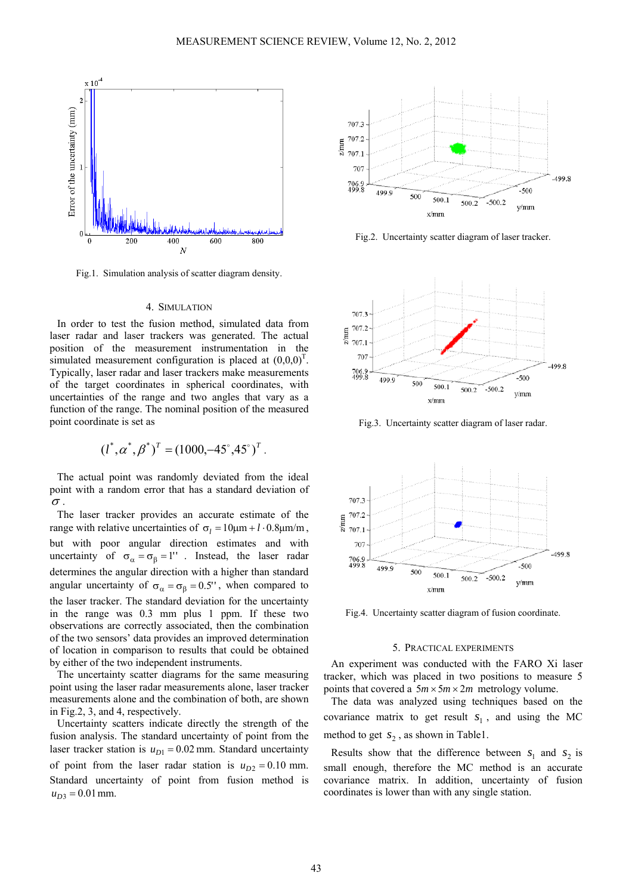Fig.1. Simulation analysis of scatter diagram density.

## 4. SIMULATION

In order to test the fusion method, simulated data from laser radar and laser trackers was generated. The actual position of the measurement instrumentation in the simulated measurement configuration is placed at $(0,0,0)^T$. Typically, laser radar and laser trackers make measurements of the target coordinates in spherical coordinates, with uncertainties of the range and two angles that vary as a function of the range. The nominal position of the measured point coordinate is set as

$$(l^*, \alpha^*, \beta^*)^T = (1000, -45^\circ, 45^\circ)^T .$$

The actual point was randomly deviated from the ideal point with a random error that has a standard deviation of $\sigma$.

The laser tracker provides an accurate estimate of the range with relative uncertainties of $\sigma_l = 10\mu\text{m} + l \cdot 0.8\mu\text{m/m}$, but with poor angular direction estimates and with uncertainty of $\sigma_\alpha = \sigma_\beta = 1''$. Instead, the laser radar determines the angular direction with a higher than standard angular uncertainty of $\sigma_\alpha = \sigma_\beta = 0.5''$, when compared to the laser tracker. The standard deviation for the uncertainty in the range was 0.3 mm plus 1 ppm. If these two observations are correctly associated, then the combination of the two sensors' data provides an improved determination of location in comparison to results that could be obtained by either of the two independent instruments.

The uncertainty scatter diagrams for the same measuring point using the laser radar measurements alone, laser tracker measurements alone and the combination of both, are shown in Fig.2, 3, and 4, respectively.

Uncertainty scatters indicate directly the strength of the fusion analysis. The standard uncertainty of point from the laser tracker station is $u_{D1} = 0.02$ mm. Standard uncertainty of point from the laser radar station is $u_{D2} = 0.10$ mm. Standard uncertainty of point from fusion method is $u_{D3} = 0.01$ mm.

Fig.2. Uncertainty scatter diagram of laser tracker.

Fig.3. Uncertainty scatter diagram of laser radar.

Fig.4. Uncertainty scatter diagram of fusion coordinate.

## 5. PRACTICAL EXPERIMENTS

An experiment was conducted with the FARO Xi laser tracker, which was placed in two positions to measure 5 points that covered a $5m \times 5m \times 2m$ metrology volume.

The data was analyzed using techniques based on the covariance matrix to get result $s_1$, and using the MC method to get $s_2$, as shown in Table1.

Results show that the difference between $s_1$ and $s_2$ is small enough, therefore the MC method is an accurate covariance matrix. In addition, uncertainty of fusion coordinates is lower than with any single station.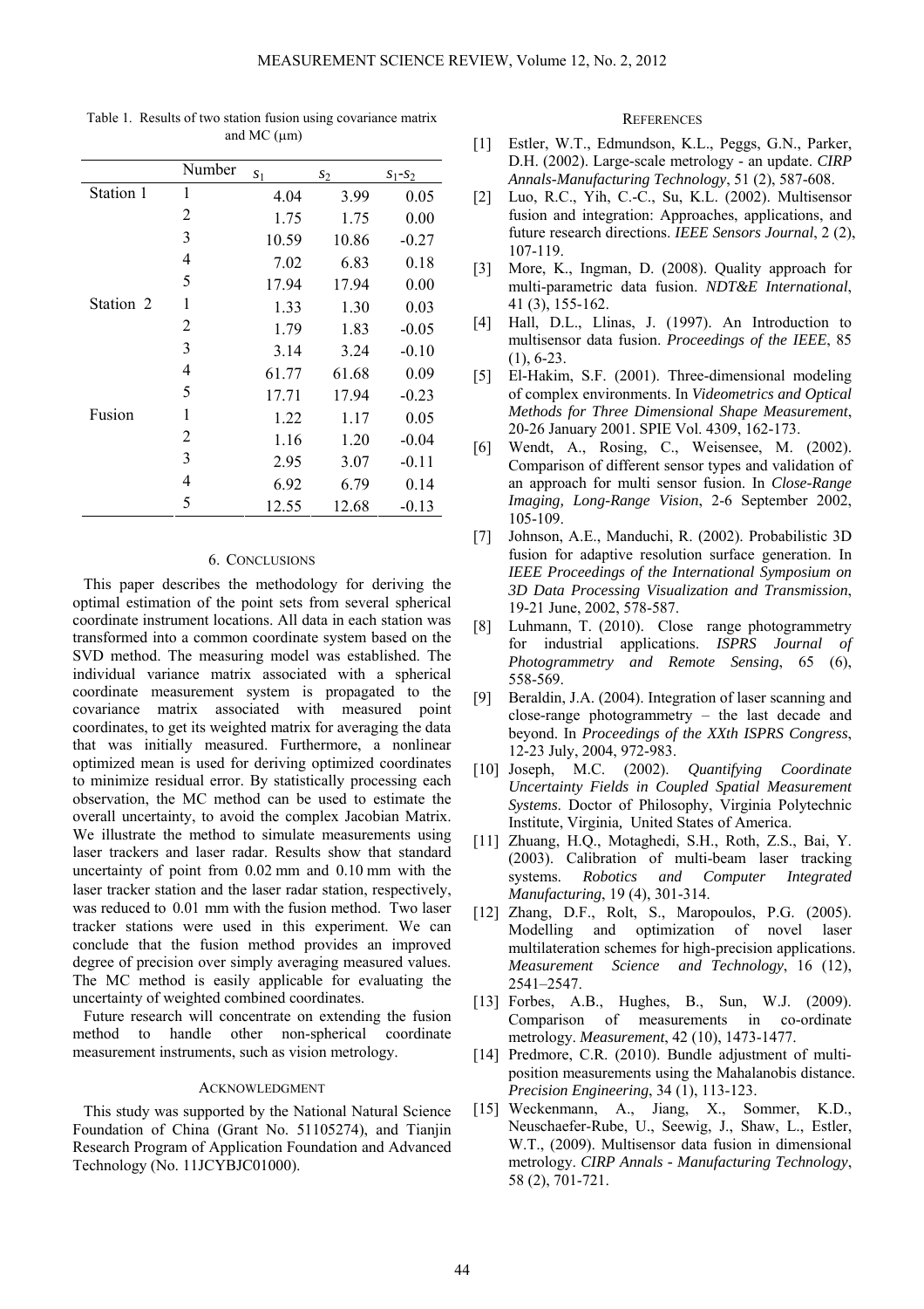Table 1. Results of two station fusion using covariance matrix and MC (μm)

| | Number | $s_1$ | $s_2$ | $s_1$-$s_2$ |
|---|---|---|---|---|
| Station 1 | 1 | 4.04 | 3.99 | 0.05 |
| | 2 | 1.75 | 1.75 | 0.00 |
| | 3 | 10.59 | 10.86 | -0.27 |
| | 4 | 7.02 | 6.83 | 0.18 |
| | 5 | 17.94 | 17.94 | 0.00 |
| Station 2 | 1 | 1.33 | 1.30 | 0.03 |
| | 2 | 1.79 | 1.83 | -0.05 |
| | 3 | 3.14 | 3.24 | -0.10 |
| | 4 | 61.77 | 61.68 | 0.09 |
| | 5 | 17.71 | 17.94 | -0.23 |
| Fusion | 1 | 1.22 | 1.17 | 0.05 |
| | 2 | 1.16 | 1.20 | -0.04 |
| | 3 | 2.95 | 3.07 | -0.11 |
| | 4 | 6.92 | 6.79 | 0.14 |
| | 5 | 12.55 | 12.68 | -0.13 |

## 6. CONCLUSIONS

This paper describes the methodology for deriving the optimal estimation of the point sets from several spherical coordinate instrument locations. All data in each station was transformed into a common coordinate system based on the SVD method. The measuring model was established. The individual variance matrix associated with a spherical coordinate measurement system is propagated to the covariance matrix associated with measured point coordinates, to get its weighted matrix for averaging the data that was initially measured. Furthermore, a nonlinear optimized mean is used for deriving optimized coordinates to minimize residual error. By statistically processing each observation, the MC method can be used to estimate the overall uncertainty, to avoid the complex Jacobian Matrix. We illustrate the method to simulate measurements using laser trackers and laser radar. Results show that standard uncertainty of point from 0.02 mm and 0.10 mm with the laser tracker station and the laser radar station, respectively, was reduced to 0.01 mm with the fusion method. Two laser tracker stations were used in this experiment. We can conclude that the fusion method provides an improved degree of precision over simply averaging measured values. The MC method is easily applicable for evaluating the uncertainty of weighted combined coordinates.

Future research will concentrate on extending the fusion method to handle other non-spherical coordinate measurement instruments, such as vision metrology.

## ACKNOWLEDGMENT

This study was supported by the National Natural Science Foundation of China (Grant No. 51105274), and Tianjin Research Program of Application Foundation and Advanced Technology (No. 11JCYBJC01000).

## REFERENCES

[1] Estler, W.T., Edmundson, K.L., Peggs, G.N., Parker, D.H. (2002). Large-scale metrology - an update. *CIRP Annals-Manufacturing Technology*, 51 (2), 587-608.

[2] Luo, R.C., Yih, C.-C., Su, K.L. (2002). Multisensor fusion and integration: Approaches, applications, and future research directions. *IEEE Sensors Journal*, 2 (2), 107-119.

[3] More, K., Ingman, D. (2008). Quality approach for multi-parametric data fusion. *NDT&E International*, 41 (3), 155-162.

[4] Hall, D.L., Llinas, J. (1997). An Introduction to multisensor data fusion. *Proceedings of the IEEE*, 85 (1), 6-23.

[5] El-Hakim, S.F. (2001). Three-dimensional modeling of complex environments. In *Videometrics and Optical Methods for Three Dimensional Shape Measurement*, 20-26 January 2001. SPIE Vol. 4309, 162-173.

[6] Wendt, A., Rosing, C., Weisensee, M. (2002). Comparison of different sensor types and validation of an approach for multi sensor fusion. In *Close-Range Imaging, Long-Range Vision*, 2-6 September 2002, 105-109.

[7] Johnson, A.E., Manduchi, R. (2002). Probabilistic 3D fusion for adaptive resolution surface generation. In *IEEE Proceedings of the International Symposium on 3D Data Processing Visualization and Transmission*, 19-21 June, 2002, 578-587.

[8] Luhmann, T. (2010). Close range photogrammetry for industrial applications. *ISPRS Journal of Photogrammetry and Remote Sensing*, 65 (6), 558-569.

[9] Beraldin, J.A. (2004). Integration of laser scanning and close-range photogrammetry – the last decade and beyond. In *Proceedings of the XXth ISPRS Congress*, 12-23 July, 2004, 972-983.

[10] Joseph, M.C. (2002). *Quantifying Coordinate Uncertainty Fields in Coupled Spatial Measurement Systems*. Doctor of Philosophy, Virginia Polytechnic Institute, Virginia, United States of America.

[11] Zhuang, H.Q., Motaghedi, S.H., Roth, Z.S., Bai, Y. (2003). Calibration of multi-beam laser tracking systems. *Robotics and Computer Integrated Manufacturing*, 19 (4), 301-314.

[12] Zhang, D.F., Rolt, S., Maropoulos, P.G. (2005). Modelling and optimization of novel laser multilateration schemes for high-precision applications. *Measurement Science and Technology*, 16 (12), 2541–2547.

[13] Forbes, A.B., Hughes, B., Sun, W.J. (2009). Comparison of measurements in co-ordinate metrology. *Measurement*, 42 (10), 1473-1477.

[14] Predmore, C.R. (2010). Bundle adjustment of multi-position measurements using the Mahalanobis distance. *Precision Engineering*, 34 (1), 113-123.

[15] Weckenmann, A., Jiang, X., Sommer, K.D., Neuschaefer-Rube, U., Seewig, J., Shaw, L., Estler, W.T., (2009). Multisensor data fusion in dimensional metrology. *CIRP Annals - Manufacturing Technology*, 58 (2), 701-721.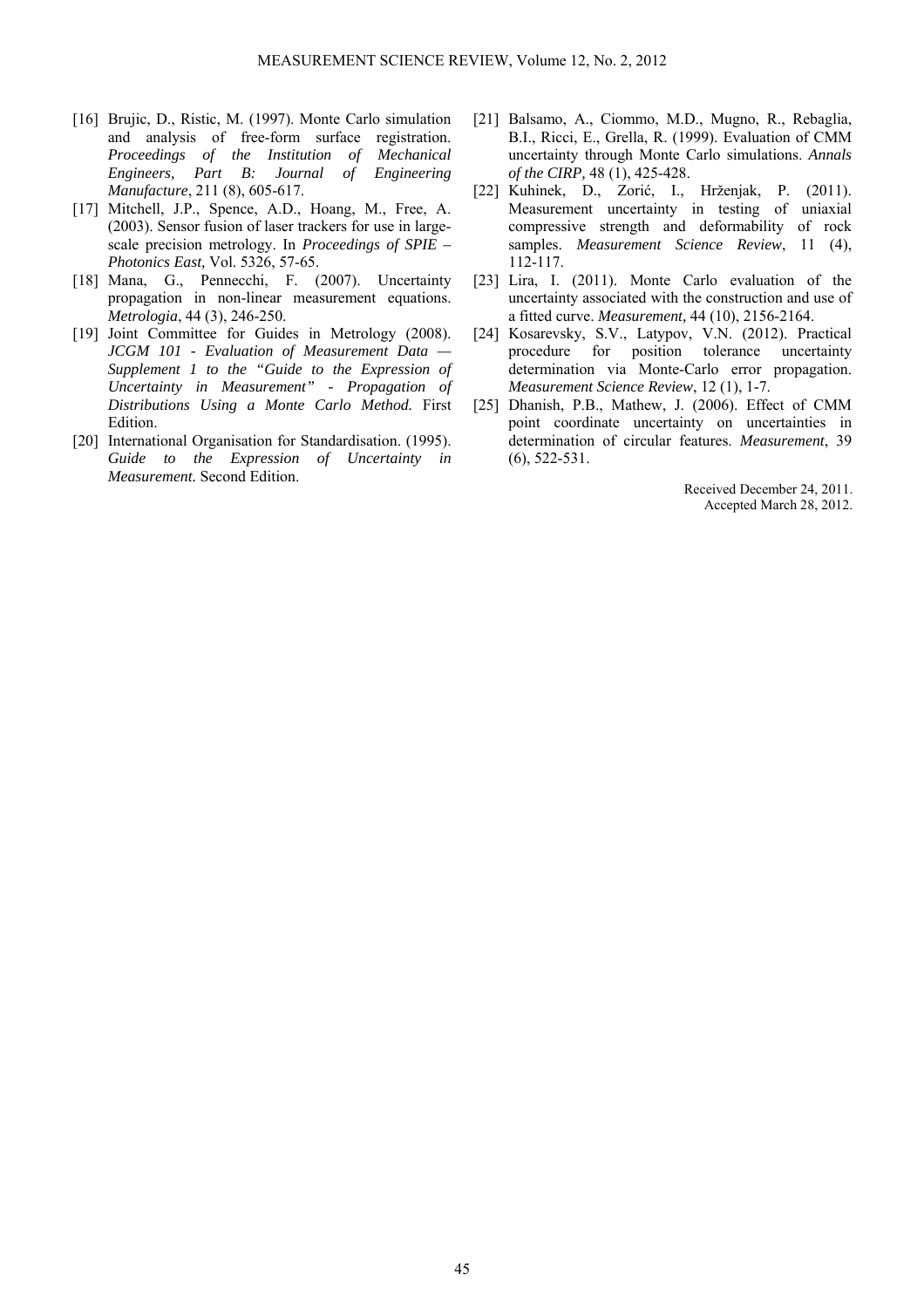[16] Brujic, D., Ristic, M. (1997). Monte Carlo simulation and analysis of free-form surface registration. *Proceedings of the Institution of Mechanical Engineers, Part B: Journal of Engineering Manufacture*, 211 (8), 605-617.

[17] Mitchell, J.P., Spence, A.D., Hoang, M., Free, A. (2003). Sensor fusion of laser trackers for use in large-scale precision metrology. In *Proceedings of SPIE – Photonics East,* Vol. 5326, 57-65.

[18] Mana, G., Pennecchi, F. (2007). Uncertainty propagation in non-linear measurement equations. *Metrologia*, 44 (3), 246-250.

[19] Joint Committee for Guides in Metrology (2008). *JCGM 101 - Evaluation of Measurement Data — Supplement 1 to the "Guide to the Expression of Uncertainty in Measurement" - Propagation of Distributions Using a Monte Carlo Method.* First Edition.

[20] International Organisation for Standardisation. (1995). *Guide to the Expression of Uncertainty in Measurement.* Second Edition.

[21] Balsamo, A., Ciommo, M.D., Mugno, R., Rebaglia, B.I., Ricci, E., Grella, R. (1999). Evaluation of CMM uncertainty through Monte Carlo simulations. *Annals of the CIRP,* 48 (1), 425-428.

[22] Kuhinek, D., Zorić, I., Hrženjak, P. (2011). Measurement uncertainty in testing of uniaxial compressive strength and deformability of rock samples. *Measurement Science Review*, 11 (4), 112-117.

[23] Lira, I. (2011). Monte Carlo evaluation of the uncertainty associated with the construction and use of a fitted curve. *Measurement,* 44 (10), 2156-2164.

[24] Kosarevsky, S.V., Latypov, V.N. (2012). Practical procedure for position tolerance uncertainty determination via Monte-Carlo error propagation. *Measurement Science Review*, 12 (1), 1-7.

[25] Dhanish, P.B., Mathew, J. (2006). Effect of CMM point coordinate uncertainty on uncertainties in determination of circular features. *Measurement*, 39 (6), 522-531.

Received December 24, 2011.
Accepted March 28, 2012.